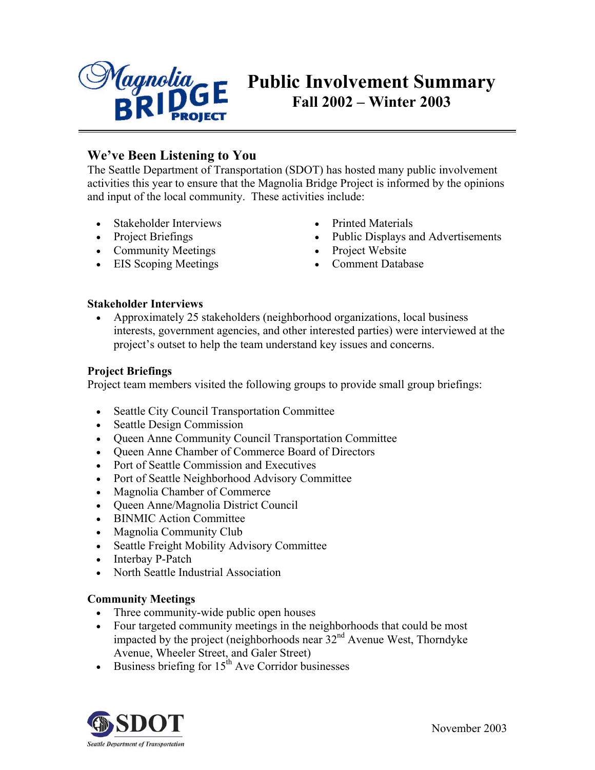# Magnolia Bridge Project

# Public Involvement Summary
## Fall 2002 – Winter 2003

## We've Been Listening to You

The Seattle Department of Transportation (SDOT) has hosted many public involvement activities this year to ensure that the Magnolia Bridge Project is informed by the opinions and input of the local community. These activities include:

- Stakeholder Interviews
- Project Briefings
- Community Meetings
- EIS Scoping Meetings
- Printed Materials
- Public Displays and Advertisements
- Project Website
- Comment Database

**Stakeholder Interviews**

- Approximately 25 stakeholders (neighborhood organizations, local business interests, government agencies, and other interested parties) were interviewed at the project's outset to help the team understand key issues and concerns.

**Project Briefings**

Project team members visited the following groups to provide small group briefings:

- Seattle City Council Transportation Committee
- Seattle Design Commission
- Queen Anne Community Council Transportation Committee
- Queen Anne Chamber of Commerce Board of Directors
- Port of Seattle Commission and Executives
- Port of Seattle Neighborhood Advisory Committee
- Magnolia Chamber of Commerce
- Queen Anne/Magnolia District Council
- BINMIC Action Committee
- Magnolia Community Club
- Seattle Freight Mobility Advisory Committee
- Interbay P-Patch
- North Seattle Industrial Association

**Community Meetings**

- Three community-wide public open houses
- Four targeted community meetings in the neighborhoods that could be most impacted by the project (neighborhoods near 32nd Avenue West, Thorndyke Avenue, Wheeler Street, and Galer Street)
- Business briefing for 15th Ave Corridor businesses

SDOT Seattle Department of Transportation

November 2003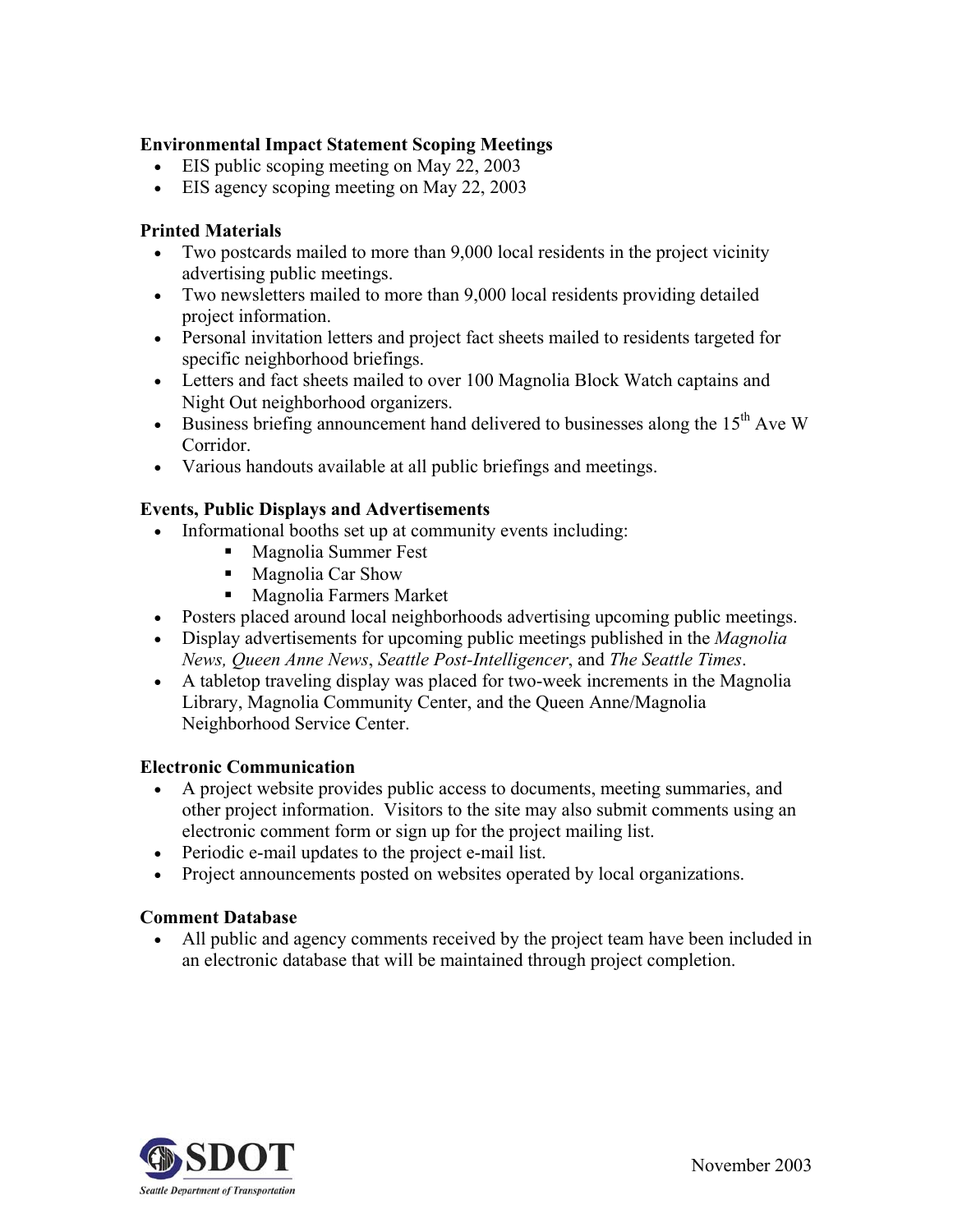**Environmental Impact Statement Scoping Meetings**

- EIS public scoping meeting on May 22, 2003
- EIS agency scoping meeting on May 22, 2003

**Printed Materials**

- Two postcards mailed to more than 9,000 local residents in the project vicinity advertising public meetings.
- Two newsletters mailed to more than 9,000 local residents providing detailed project information.
- Personal invitation letters and project fact sheets mailed to residents targeted for specific neighborhood briefings.
- Letters and fact sheets mailed to over 100 Magnolia Block Watch captains and Night Out neighborhood organizers.
- Business briefing announcement hand delivered to businesses along the 15th Ave W Corridor.
- Various handouts available at all public briefings and meetings.

**Events, Public Displays and Advertisements**

- Informational booths set up at community events including:
  - Magnolia Summer Fest
  - Magnolia Car Show
  - Magnolia Farmers Market
- Posters placed around local neighborhoods advertising upcoming public meetings.
- Display advertisements for upcoming public meetings published in the *Magnolia News, Queen Anne News*, *Seattle Post-Intelligencer*, and *The Seattle Times*.
- A tabletop traveling display was placed for two-week increments in the Magnolia Library, Magnolia Community Center, and the Queen Anne/Magnolia Neighborhood Service Center.

**Electronic Communication**

- A project website provides public access to documents, meeting summaries, and other project information. Visitors to the site may also submit comments using an electronic comment form or sign up for the project mailing list.
- Periodic e-mail updates to the project e-mail list.
- Project announcements posted on websites operated by local organizations.

**Comment Database**

- All public and agency comments received by the project team have been included in an electronic database that will be maintained through project completion.

SDOT
Seattle Department of Transportation

November 2003